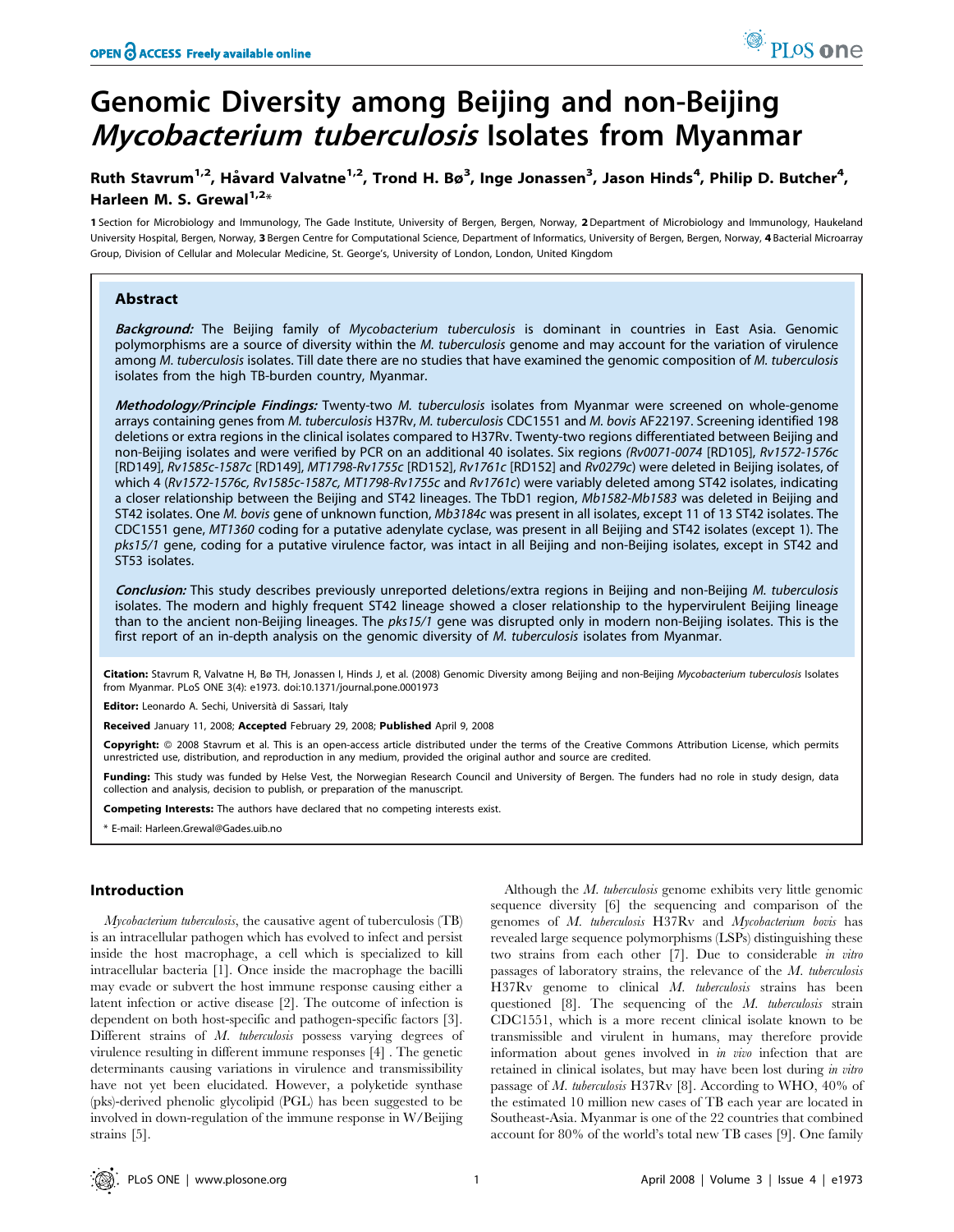# Genomic Diversity among Beijing and non-Beijing *Mycobacterium tuberculosis* Isolates from Myanmar

**Ruth Stavrum[1,2], Håvard Valvatne[1,2], Trond H. Bø[3], Inge Jonassen[3], Jason Hinds[4], Philip D. Butcher[4], Harleen M. S. Grewal[1,2]***

**1** Section for Microbiology and Immunology, The Gade Institute, University of Bergen, Bergen, Norway, **2** Department of Microbiology and Immunology, Haukeland University Hospital, Bergen, Norway, **3** Bergen Centre for Computational Science, Department of Informatics, University of Bergen, Bergen, Norway, **4** Bacterial Microarray Group, Division of Cellular and Molecular Medicine, St. George's, University of London, London, United Kingdom

## Abstract

***Background:*** The Beijing family of *Mycobacterium tuberculosis* is dominant in countries in East Asia. Genomic polymorphisms are a source of diversity within the *M. tuberculosis* genome and may account for the variation of virulence among *M. tuberculosis* isolates. Till date there are no studies that have examined the genomic composition of *M. tuberculosis* isolates from the high TB-burden country, Myanmar.

***Methodology/Principle Findings:*** Twenty-two *M. tuberculosis* isolates from Myanmar were screened on whole-genome arrays containing genes from *M. tuberculosis* H37Rv, *M. tuberculosis* CDC1551 and *M. bovis* AF22197. Screening identified 198 deletions or extra regions in the clinical isolates compared to H37Rv. Twenty-two regions differentiated between Beijing and non-Beijing isolates and were verified by PCR on an additional 40 isolates. Six regions *(Rv0071-0074* [RD105], *Rv1572-1576c* [RD149], *Rv1585c-1587c* [RD149], *MT1798-Rv1755c* [RD152], *Rv1761c* [RD152] and *Rv0279c*) were deleted in Beijing isolates, of which 4 (*Rv1572-1576c, Rv1585c-1587c, MT1798-Rv1755c* and *Rv1761c*) were variably deleted among ST42 isolates, indicating a closer relationship between the Beijing and ST42 lineages. The TbD1 region, *Mb1582-Mb1583* was deleted in Beijing and ST42 isolates. One *M. bovis* gene of unknown function, *Mb3184c* was present in all isolates, except 11 of 13 ST42 isolates. The CDC1551 gene, *MT1360* coding for a putative adenylate cyclase, was present in all Beijing and ST42 isolates (except 1). The *pks15/1* gene, coding for a putative virulence factor, was intact in all Beijing and non-Beijing isolates, except in ST42 and ST53 isolates.

***Conclusion:*** This study describes previously unreported deletions/extra regions in Beijing and non-Beijing *M. tuberculosis* isolates. The modern and highly frequent ST42 lineage showed a closer relationship to the hypervirulent Beijing lineage than to the ancient non-Beijing lineages. The *pks15/1* gene was disrupted only in modern non-Beijing isolates. This is the first report of an in-depth analysis on the genomic diversity of *M. tuberculosis* isolates from Myanmar.

**Citation:** Stavrum R, Valvatne H, Bø TH, Jonassen I, Hinds J, et al. (2008) Genomic Diversity among Beijing and non-Beijing *Mycobacterium tuberculosis* Isolates from Myanmar. PLoS ONE 3(4): e1973. doi:10.1371/journal.pone.0001973

**Editor:** Leonardo A. Sechi, Università di Sassari, Italy

**Received** January 11, 2008; **Accepted** February 29, 2008; **Published** April 9, 2008

**Copyright:** © 2008 Stavrum et al. This is an open-access article distributed under the terms of the Creative Commons Attribution License, which permits unrestricted use, distribution, and reproduction in any medium, provided the original author and source are credited.

**Funding:** This study was funded by Helse Vest, the Norwegian Research Council and University of Bergen. The funders had no role in study design, data collection and analysis, decision to publish, or preparation of the manuscript.

**Competing Interests:** The authors have declared that no competing interests exist.

\* E-mail: Harleen.Grewal@Gades.uib.no

## Introduction

*Mycobacterium tuberculosis*, the causative agent of tuberculosis (TB) is an intracellular pathogen which has evolved to infect and persist inside the host macrophage, a cell which is specialized to kill intracellular bacteria [1]. Once inside the macrophage the bacilli may evade or subvert the host immune response causing either a latent infection or active disease [2]. The outcome of infection is dependent on both host-specific and pathogen-specific factors [3]. Different strains of *M. tuberculosis* possess varying degrees of virulence resulting in different immune responses [4] . The genetic determinants causing variations in virulence and transmissibility have not yet been elucidated. However, a polyketide synthase (pks)-derived phenolic glycolipid (PGL) has been suggested to be involved in down-regulation of the immune response in W/Beijing strains [5].

Although the *M. tuberculosis* genome exhibits very little genomic sequence diversity [6] the sequencing and comparison of the genomes of *M. tuberculosis* H37Rv and *Mycobacterium bovis* has revealed large sequence polymorphisms (LSPs) distinguishing these two strains from each other [7]. Due to considerable *in vitro* passages of laboratory strains, the relevance of the *M. tuberculosis* H37Rv genome to clinical *M. tuberculosis* strains has been questioned [8]. The sequencing of the *M. tuberculosis* strain CDC1551, which is a more recent clinical isolate known to be transmissible and virulent in humans, may therefore provide information about genes involved in *in vivo* infection that are retained in clinical isolates, but may have been lost during *in vitro* passage of *M. tuberculosis* H37Rv [8]. According to WHO, 40% of the estimated 10 million new cases of TB each year are located in Southeast-Asia. Myanmar is one of the 22 countries that combined account for 80% of the world's total new TB cases [9]. One family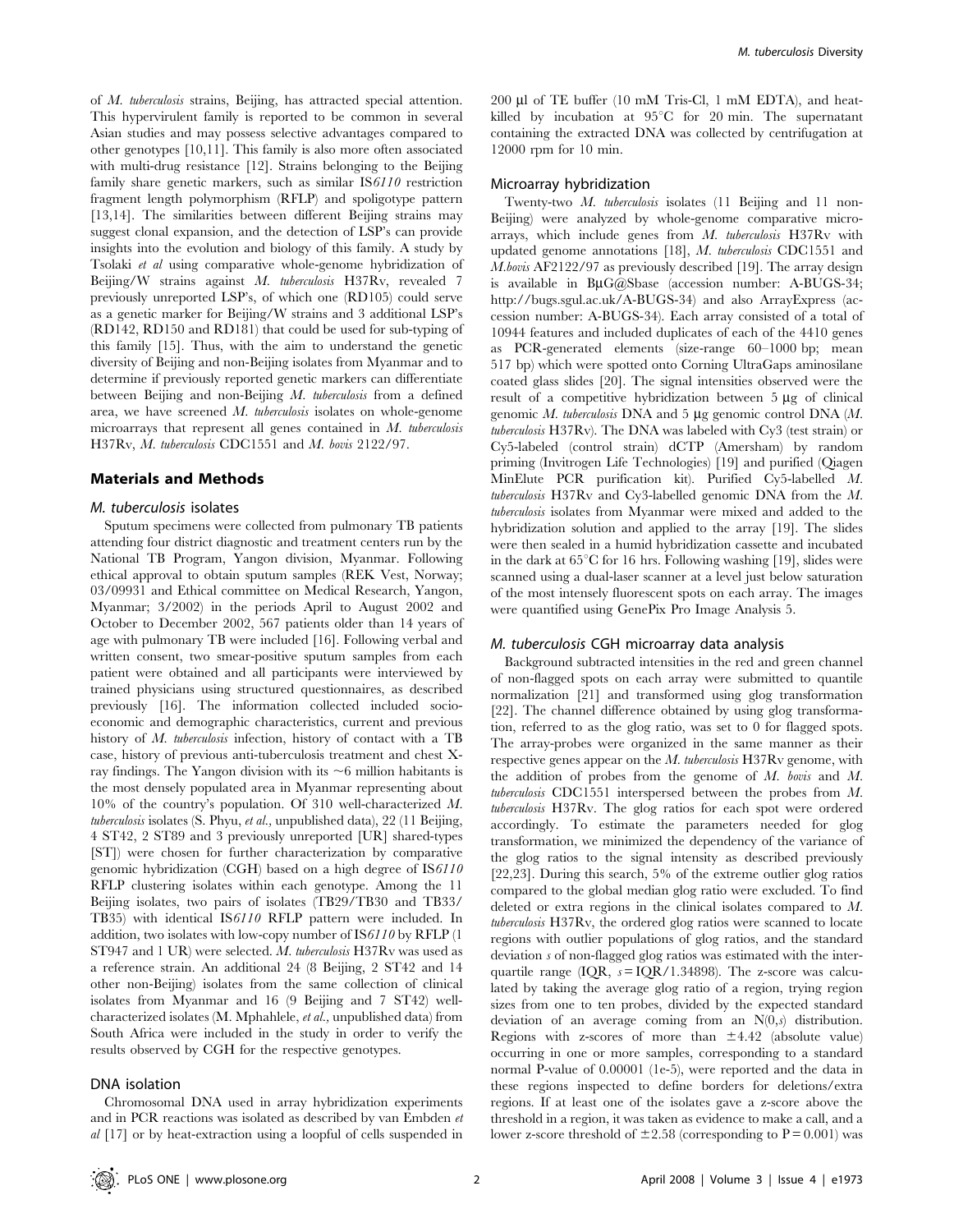of *M. tuberculosis* strains, Beijing, has attracted special attention. This hypervirulent family is reported to be common in several Asian studies and may possess selective advantages compared to other genotypes [10,11]. This family is also more often associated with multi-drug resistance [12]. Strains belonging to the Beijing family share genetic markers, such as similar IS*6110* restriction fragment length polymorphism (RFLP) and spoligotype pattern [13,14]. The similarities between different Beijing strains may suggest clonal expansion, and the detection of LSP's can provide insights into the evolution and biology of this family. A study by Tsolaki *et al* using comparative whole-genome hybridization of Beijing/W strains against *M. tuberculosis* H37Rv, revealed 7 previously unreported LSP's, of which one (RD105) could serve as a genetic marker for Beijing/W strains and 3 additional LSP's (RD142, RD150 and RD181) that could be used for sub-typing of this family [15]. Thus, with the aim to understand the genetic diversity of Beijing and non-Beijing isolates from Myanmar and to determine if previously reported genetic markers can differentiate between Beijing and non-Beijing *M. tuberculosis* from a defined area, we have screened *M. tuberculosis* isolates on whole-genome microarrays that represent all genes contained in *M. tuberculosis* H37Rv, *M. tuberculosis* CDC1551 and *M. bovis* 2122/97.

## Materials and Methods

### *M. tuberculosis* isolates

Sputum specimens were collected from pulmonary TB patients attending four district diagnostic and treatment centers run by the National TB Program, Yangon division, Myanmar. Following ethical approval to obtain sputum samples (REK Vest, Norway; 03/09931 and Ethical committee on Medical Research, Yangon, Myanmar; 3/2002) in the periods April to August 2002 and October to December 2002, 567 patients older than 14 years of age with pulmonary TB were included [16]. Following verbal and written consent, two smear-positive sputum samples from each patient were obtained and all participants were interviewed by trained physicians using structured questionnaires, as described previously [16]. The information collected included socio-economic and demographic characteristics, current and previous history of *M. tuberculosis* infection, history of contact with a TB case, history of previous anti-tuberculosis treatment and chest X-ray findings. The Yangon division with its ~6 million habitants is the most densely populated area in Myanmar representing about 10% of the country's population. Of 310 well-characterized *M. tuberculosis* isolates (S. Phyu, *et al.*, unpublished data), 22 (11 Beijing, 4 ST42, 2 ST89 and 3 previously unreported [UR] shared-types [ST]) were chosen for further characterization by comparative genomic hybridization (CGH) based on a high degree of IS*6110* RFLP clustering isolates within each genotype. Among the 11 Beijing isolates, two pairs of isolates (TB29/TB30 and TB33/TB35) with identical IS*6110* RFLP pattern were included. In addition, two isolates with low-copy number of IS*6110* by RFLP (1 ST947 and 1 UR) were selected. *M. tuberculosis* H37Rv was used as a reference strain. An additional 24 (8 Beijing, 2 ST42 and 14 other non-Beijing) isolates from the same collection of clinical isolates from Myanmar and 16 (9 Beijing and 7 ST42) well-characterized isolates (M. Mphahlele, *et al.*, unpublished data) from South Africa were included in the study in order to verify the results observed by CGH for the respective genotypes.

### DNA isolation

Chromosomal DNA used in array hybridization experiments and in PCR reactions was isolated as described by van Embden *et al* [17] or by heat-extraction using a loopful of cells suspended in 200 µl of TE buffer (10 mM Tris-Cl, 1 mM EDTA), and heat-killed by incubation at 95°C for 20 min. The supernatant containing the extracted DNA was collected by centrifugation at 12000 rpm for 10 min.

### Microarray hybridization

Twenty-two *M. tuberculosis* isolates (11 Beijing and 11 non-Beijing) were analyzed by whole-genome comparative micro-arrays, which include genes from *M. tuberculosis* H37Rv with updated genome annotations [18], *M. tuberculosis* CDC1551 and *M.bovis* AF2122/97 as previously described [19]. The array design is available in BµG@Sbase (accession number: A-BUGS-34; http://bugs.sgul.ac.uk/A-BUGS-34) and also ArrayExpress (accession number: A-BUGS-34). Each array consisted of a total of 10944 features and included duplicates of each of the 4410 genes as PCR-generated elements (size-range 60–1000 bp; mean 517 bp) which were spotted onto Corning UltraGaps aminosilane coated glass slides [20]. The signal intensities observed were the result of a competitive hybridization between 5 µg of clinical genomic *M. tuberculosis* DNA and 5 µg genomic control DNA (*M. tuberculosis* H37Rv). The DNA was labeled with Cy3 (test strain) or Cy5-labeled (control strain) dCTP (Amersham) by random priming (Invitrogen Life Technologies) [19] and purified (Qiagen MinElute PCR purification kit). Purified Cy5-labelled *M. tuberculosis* H37Rv and Cy3-labelled genomic DNA from the *M. tuberculosis* isolates from Myanmar were mixed and added to the hybridization solution and applied to the array [19]. The slides were then sealed in a humid hybridization cassette and incubated in the dark at 65°C for 16 hrs. Following washing [19], slides were scanned using a dual-laser scanner at a level just below saturation of the most intensely fluorescent spots on each array. The images were quantified using GenePix Pro Image Analysis 5.

### *M. tuberculosis* CGH microarray data analysis

Background subtracted intensities in the red and green channel of non-flagged spots on each array were submitted to quantile normalization [21] and transformed using glog transformation [22]. The channel difference obtained by using glog transformation, referred to as the glog ratio, was set to 0 for flagged spots. The array-probes were organized in the same manner as their respective genes appear on the *M. tuberculosis* H37Rv genome, with the addition of probes from the genome of *M. bovis* and *M. tuberculosis* CDC1551 interspersed between the probes from *M. tuberculosis* H37Rv. The glog ratios for each spot were ordered accordingly. To estimate the parameters needed for glog transformation, we minimized the dependency of the variance of the glog ratios to the signal intensity as described previously [22,23]. During this search, 5% of the extreme outlier glog ratios compared to the global median glog ratio were excluded. To find deleted or extra regions in the clinical isolates compared to *M. tuberculosis* H37Rv, the ordered glog ratios were scanned to locate regions with outlier populations of glog ratios, and the standard deviation $s$ of non-flagged glog ratios was estimated with the inter-quartile range (IQR, $s = \text{IQR}/1.34898$). The z-score was calculated by taking the average glog ratio of a region, trying region sizes from one to ten probes, divided by the expected standard deviation of an average coming from an $N(0,s)$ distribution. Regions with z-scores of more than $\pm 4.42$ (absolute value) occurring in one or more samples, corresponding to a standard normal P-value of 0.00001 (1e-5), were reported and the data in these regions inspected to define borders for deletions/extra regions. If at least one of the isolates gave a z-score above the threshold in a region, it was taken as evidence to make a call, and a lower z-score threshold of $\pm 2.58$ (corresponding to $P = 0.001$) was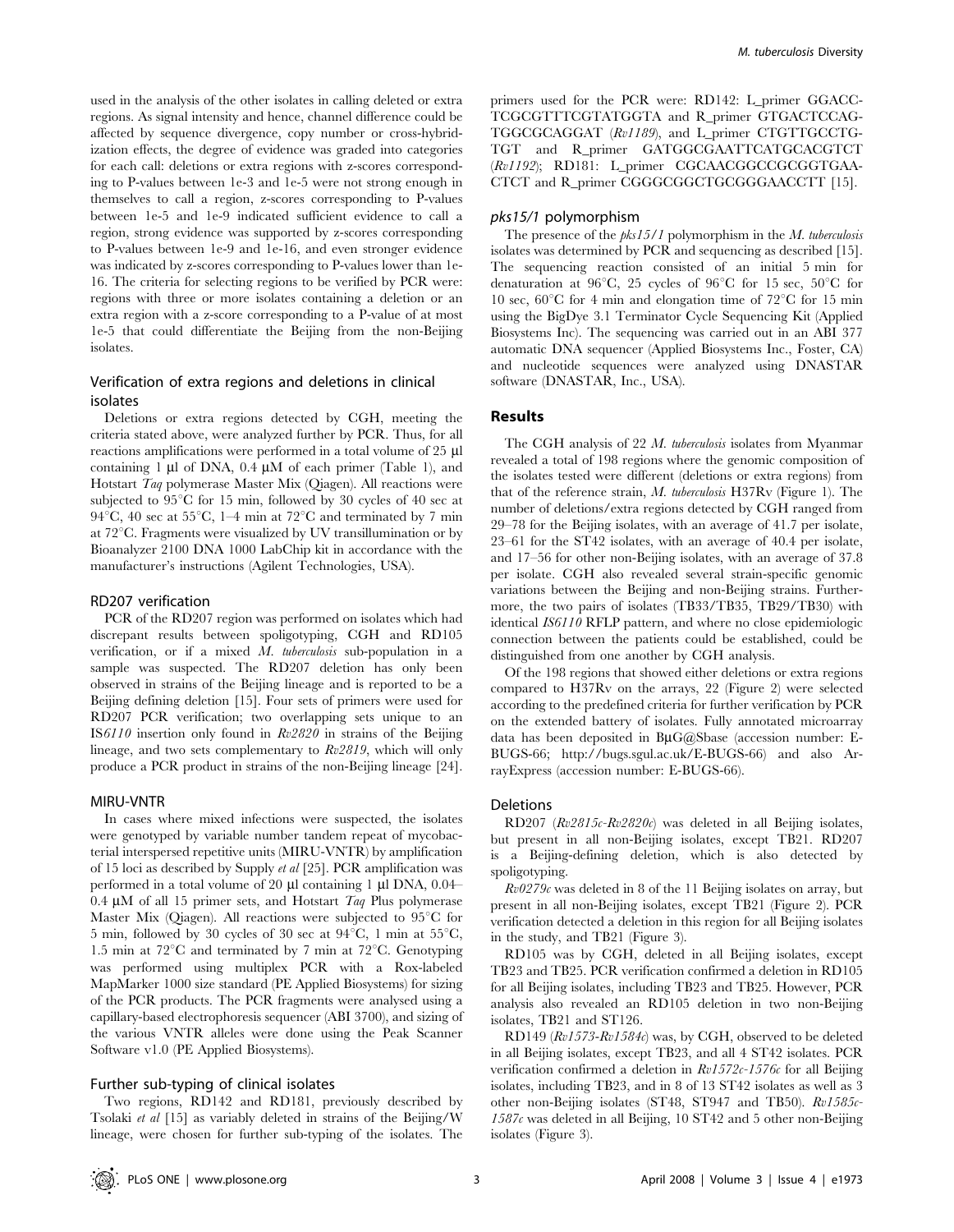used in the analysis of the other isolates in calling deleted or extra regions. As signal intensity and hence, channel difference could be affected by sequence divergence, copy number or cross-hybridization effects, the degree of evidence was graded into categories for each call: deletions or extra regions with z-scores corresponding to P-values between 1e-3 and 1e-5 were not strong enough in themselves to call a region, z-scores corresponding to P-values between 1e-5 and 1e-9 indicated sufficient evidence to call a region, strong evidence was supported by z-scores corresponding to P-values between 1e-9 and 1e-16, and even stronger evidence was indicated by z-scores corresponding to P-values lower than 1e-16. The criteria for selecting regions to be verified by PCR were: regions with three or more isolates containing a deletion or an extra region with a z-score corresponding to a P-value of at most 1e-5 that could differentiate the Beijing from the non-Beijing isolates.

### Verification of extra regions and deletions in clinical isolates

Deletions or extra regions detected by CGH, meeting the criteria stated above, were analyzed further by PCR. Thus, for all reactions amplifications were performed in a total volume of 25 µl containing 1 µl of DNA, 0.4 µM of each primer (Table 1), and Hotstart *Taq* polymerase Master Mix (Qiagen). All reactions were subjected to 95°C for 15 min, followed by 30 cycles of 40 sec at 94°C, 40 sec at 55°C, 1–4 min at 72°C and terminated by 7 min at 72°C. Fragments were visualized by UV transillumination or by Bioanalyzer 2100 DNA 1000 LabChip kit in accordance with the manufacturer's instructions (Agilent Technologies, USA).

### RD207 verification

PCR of the RD207 region was performed on isolates which had discrepant results between spoligotyping, CGH and RD105 verification, or if a mixed *M. tuberculosis* sub-population in a sample was suspected. The RD207 deletion has only been observed in strains of the Beijing lineage and is reported to be a Beijing defining deletion [15]. Four sets of primers were used for RD207 PCR verification; two overlapping sets unique to an *IS6110* insertion only found in *Rv2820* in strains of the Beijing lineage, and two sets complementary to *Rv2819*, which will only produce a PCR product in strains of the non-Beijing lineage [24].

### MIRU-VNTR

In cases where mixed infections were suspected, the isolates were genotyped by variable number tandem repeat of mycobacterial interspersed repetitive units (MIRU-VNTR) by amplification of 15 loci as described by Supply *et al* [25]. PCR amplification was performed in a total volume of 20 µl containing 1 µl DNA, 0.04–0.4 µM of all 15 primer sets, and Hotstart *Taq* Plus polymerase Master Mix (Qiagen). All reactions were subjected to 95°C for 5 min, followed by 30 cycles of 30 sec at 94°C, 1 min at 55°C, 1.5 min at 72°C and terminated by 7 min at 72°C. Genotyping was performed using multiplex PCR with a Rox-labeled MapMarker 1000 size standard (PE Applied Biosystems) for sizing of the PCR products. The PCR fragments were analysed using a capillary-based electrophoresis sequencer (ABI 3700), and sizing of the various VNTR alleles were done using the Peak Scanner Software v1.0 (PE Applied Biosystems).

### Further sub-typing of clinical isolates

Two regions, RD142 and RD181, previously described by Tsolaki *et al* [15] as variably deleted in strains of the Beijing/W lineage, were chosen for further sub-typing of the isolates. The primers used for the PCR were: RD142: L_primer GGACCTCGCGTTTCGTATGGTA and R_primer GTGACTCCAGTGGCGCAGGAT (*Rv1189*), and L_primer CTGTTGCCTGTGT and R_primer GATGGCGAATTCATGCACGTCT (*Rv1192*); RD181: L_primer CGCAACGGCCGCGGTGAACTCT and R_primer CGGGCGGCTGCGGGAACCTT [15].

### *pks15/1* polymorphism

The presence of the *pks15/1* polymorphism in the *M. tuberculosis* isolates was determined by PCR and sequencing as described [15]. The sequencing reaction consisted of an initial 5 min for denaturation at 96°C, 25 cycles of 96°C for 15 sec, 50°C for 10 sec, 60°C for 4 min and elongation time of 72°C for 15 min using the BigDye 3.1 Terminator Cycle Sequencing Kit (Applied Biosystems Inc). The sequencing was carried out in an ABI 377 automatic DNA sequencer (Applied Biosystems Inc., Foster, CA) and nucleotide sequences were analyzed using DNASTAR software (DNASTAR, Inc., USA).

## Results

The CGH analysis of 22 *M. tuberculosis* isolates from Myanmar revealed a total of 198 regions where the genomic composition of the isolates tested were different (deletions or extra regions) from that of the reference strain, *M. tuberculosis* H37Rv (Figure 1). The number of deletions/extra regions detected by CGH ranged from 29–78 for the Beijing isolates, with an average of 41.7 per isolate, 23–61 for the ST42 isolates, with an average of 40.4 per isolate, and 17–56 for other non-Beijing isolates, with an average of 37.8 per isolate. CGH also revealed several strain-specific genomic variations between the Beijing and non-Beijing strains. Furthermore, the two pairs of isolates (TB33/TB35, TB29/TB30) with identical *IS6110* RFLP pattern, and where no close epidemiologic connection between the patients could be established, could be distinguished from one another by CGH analysis.

Of the 198 regions that showed either deletions or extra regions compared to H37Rv on the arrays, 22 (Figure 2) were selected according to the predefined criteria for further verification by PCR on the extended battery of isolates. Fully annotated microarray data has been deposited in BµG@Sbase (accession number: E-BUGS-66; http://bugs.sgul.ac.uk/E-BUGS-66) and also ArrayExpress (accession number: E-BUGS-66).

### Deletions

RD207 (*Rv2815c-Rv2820c*) was deleted in all Beijing isolates, but present in all non-Beijing isolates, except TB21. RD207 is a Beijing-defining deletion, which is also detected by spoligotyping.

*Rv0279c* was deleted in 8 of the 11 Beijing isolates on array, but present in all non-Beijing isolates, except TB21 (Figure 2). PCR verification detected a deletion in this region for all Beijing isolates in the study, and TB21 (Figure 3).

RD105 was by CGH, deleted in all Beijing isolates, except TB23 and TB25. PCR verification confirmed a deletion in RD105 for all Beijing isolates, including TB23 and TB25. However, PCR analysis also revealed an RD105 deletion in two non-Beijing isolates, TB21 and ST126.

RD149 (*Rv1573-Rv1584c*) was, by CGH, observed to be deleted in all Beijing isolates, except TB23, and all 4 ST42 isolates. PCR verification confirmed a deletion in *Rv1572c-1576c* for all Beijing isolates, including TB23, and in 8 of 13 ST42 isolates as well as 3 other non-Beijing isolates (ST48, ST947 and TB50). *Rv1585c-1587c* was deleted in all Beijing, 10 ST42 and 5 other non-Beijing isolates (Figure 3).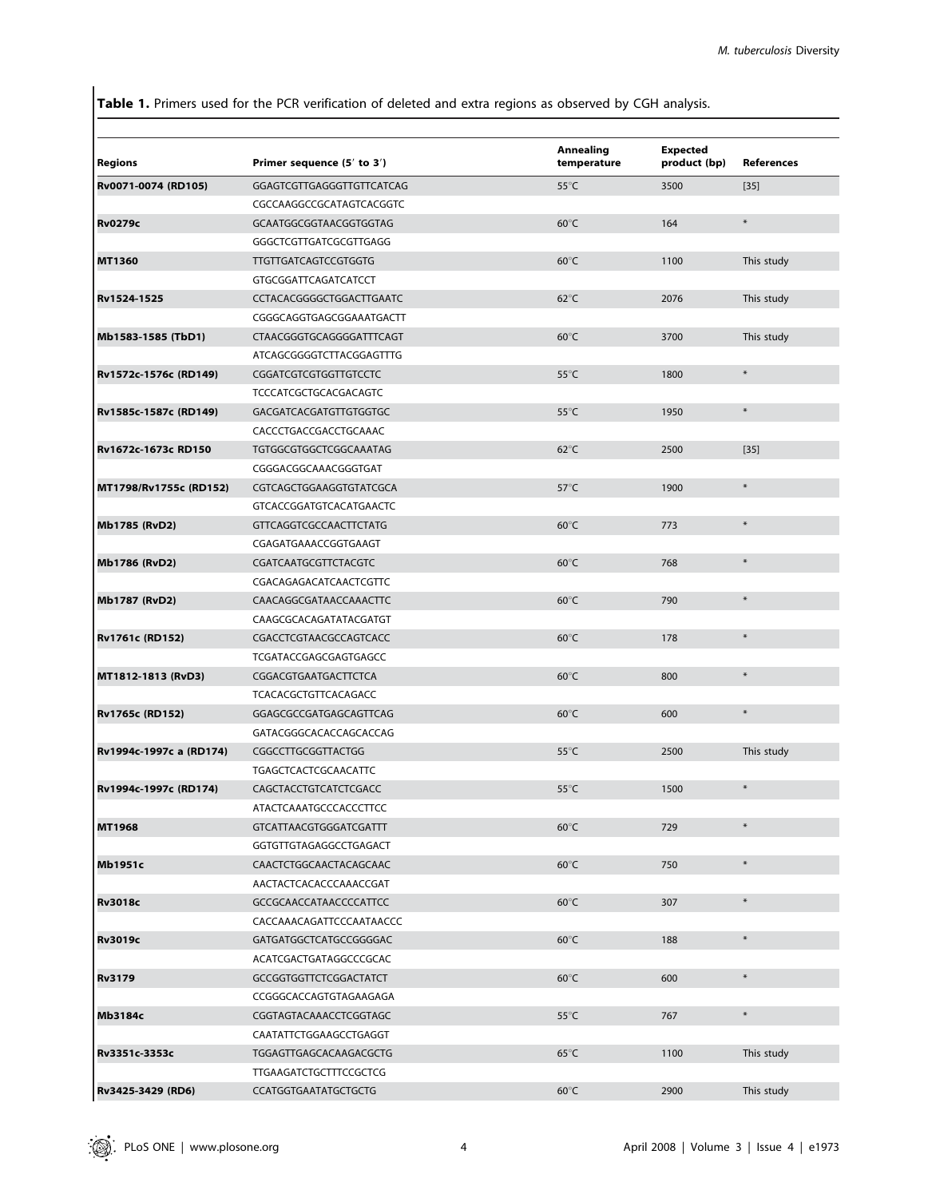**Table 1.** Primers used for the PCR verification of deleted and extra regions as observed by CGH analysis.

| Regions | Primer sequence (5′ to 3′) | Annealing temperature | Expected product (bp) | References |
|---|---|---|---|---|
| **Rv0071-0074 (RD105)** | GGAGTCGTTGAGGGTTGTTCATCAG | 55°C | 3500 | [35] |
| | CGCCAAGGCCGCATAGTCACGGTC | | | |
| **Rv0279c** | GCAATGGCGGTAACGGTGGTAG | 60°C | 164 | * |
| | GGGCTCGTTGATCGCGTTGAGG | | | |
| **MT1360** | TTGTTGATCAGTCCGTGGTG | 60°C | 1100 | This study |
| | GTGCGGATTCAGATCATCCT | | | |
| **Rv1524-1525** | CCTACACGGGGCTGGACTTGAATC | 62°C | 2076 | This study |
| | CGGGCAGGTGAGCGGAAATGACTT | | | |
| **Mb1583-1585 (TbD1)** | CTAACGGGTGCAGGGGATTTCAGT | 60°C | 3700 | This study |
| | ATCAGCGGGGTCTTACGGAGTTTG | | | |
| **Rv1572c-1576c (RD149)** | CGGATCGTCGTGGTTGTCCTC | 55°C | 1800 | * |
| | TCCCATCGCTGCACGACAGTC | | | |
| **Rv1585c-1587c (RD149)** | GACGATCACGATGTTGTGGTGC | 55°C | 1950 | * |
| | CACCCTGACCGACCTGCAAAC | | | |
| **Rv1672c-1673c RD150** | TGTGGCGTGGCTCGGCAAATAG | 62°C | 2500 | [35] |
| | CGGGACGGCAAACGGGTGAT | | | |
| **MT1798/Rv1755c (RD152)** | CGTCAGCTGGAAGGTGTATCGCA | 57°C | 1900 | * |
| | GTCACCGGATGTCACATGAACTC | | | |
| **Mb1785 (RvD2)** | GTTCAGGTCGCCAACTTCTATG | 60°C | 773 | * |
| | CGAGATGAAACCGGTGAAGT | | | |
| **Mb1786 (RvD2)** | CGATCAATGCGTTCTACGTC | 60°C | 768 | * |
| | CGACAGAGACATCAACTCGTTC | | | |
| **Mb1787 (RvD2)** | CAACAGGCGATAACCAAACTTC | 60°C | 790 | * |
| | CAAGCGCACAGATATACGATGT | | | |
| **Rv1761c (RD152)** | CGACCTCGTAACGCCAGTCACC | 60°C | 178 | * |
| | TCGATACCGAGCGAGTGAGCC | | | |
| **MT1812-1813 (RvD3)** | CGGACGTGAATGACTTCTCA | 60°C | 800 | * |
| | TCACACGCTGTTCACAGACC | | | |
| **Rv1765c (RD152)** | GGAGCGCCGATGAGCAGTTCAG | 60°C | 600 | * |
| | GATACGGGCACACCAGCACCAG | | | |
| **Rv1994c-1997c a (RD174)** | CGGCCTTGCGGTTACTGG | 55°C | 2500 | This study |
| | TGAGCTCACTCGCAACATTC | | | |
| **Rv1994c-1997c (RD174)** | CAGCTACCTGTCATCTCGACC | 55°C | 1500 | * |
| | ATACTCAAATGCCCACCCTTCC | | | |
| **MT1968** | GTCATTAACGTGGGATCGATTT | 60°C | 729 | * |
| | GGTGTTGTAGAGGCCTGAGACT | | | |
| **Mb1951c** | CAACTCTGGCAACTACAGCAAC | 60°C | 750 | * |
| | AACTACTCACACCCAAACCGAT | | | |
| **Rv3018c** | GCCGCAACCATAACCCCATTCC | 60°C | 307 | * |
| | CACCAAACAGATTCCCAATAACCC | | | |
| **Rv3019c** | GATGATGGCTCATGCCGGGGAC | 60°C | 188 | * |
| | ACATCGACTGATAGGCCCGCAC | | | |
| **Rv3179** | GCCGGTGGTTCTCGGACTATCT | 60°C | 600 | * |
| | CCGGGCACCAGTGTAGAAGAGA | | | |
| **Mb3184c** | CGGTAGTACAAACCTCGGTAGC | 55°C | 767 | * |
| | CAATATTCTGGAAGCCTGAGGT | | | |
| **Rv3351c-3353c** | TGGAGTTGAGCACAAGACGCTG | 65°C | 1100 | This study |
| | TTGAAGATCTGCTTTCCGCTCG | | | |
| **Rv3425-3429 (RD6)** | CCATGGTGAATATGCTGCTG | 60°C | 2900 | This study |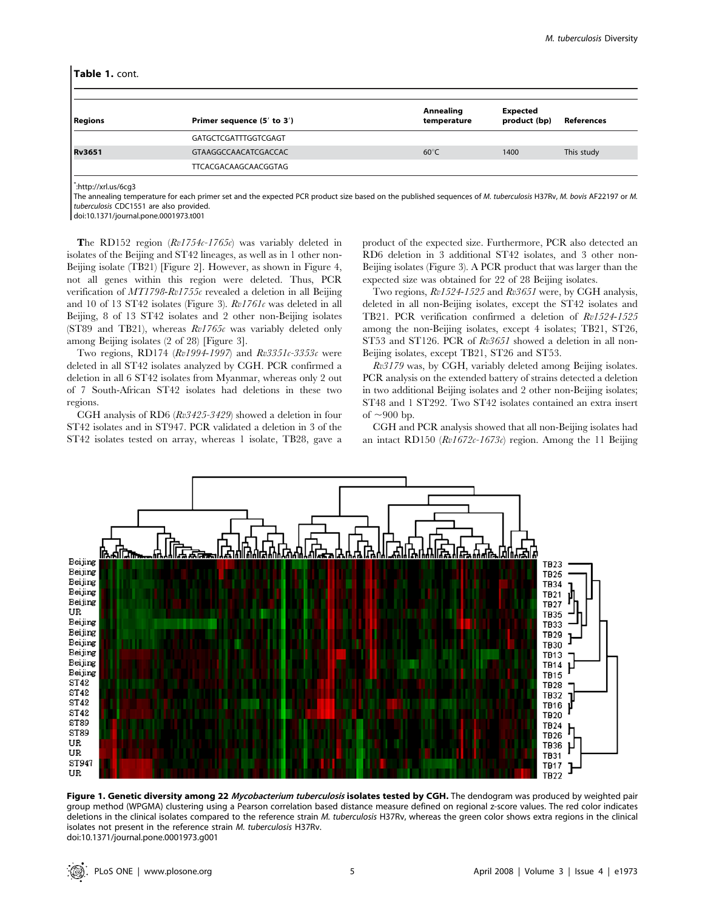**Table 1.** cont.

| Regions | Primer sequence (5′ to 3′) | Annealing temperature | Expected product (bp) | References |
|---|---|---|---|---|
| | GATGCTCGATTTGGTCGAGT | | | |
| **Rv3651** | GTAAGGCCAACATCGACCAC | 60°C | 1400 | This study |
| | TTCACGACAAGCAACGGTAG | | | |

*:http://xrl.us/6cg3

The annealing temperature for each primer set and the expected PCR product size based on the published sequences of *M. tuberculosis* H37Rv, *M. bovis* AF22197 or *M. tuberculosis* CDC1551 are also provided.

doi:10.1371/journal.pone.0001973.t001

The RD152 region (*Rv1754c-1765c*) was variably deleted in isolates of the Beijing and ST42 lineages, as well as in 1 other non-Beijing isolate (TB21) [Figure 2]. However, as shown in Figure 4, not all genes within this region were deleted. Thus, PCR verification of *MT1798-Rv1755c* revealed a deletion in all Beijing and 10 of 13 ST42 isolates (Figure 3). *Rv1761c* was deleted in all Beijing, 8 of 13 ST42 isolates and 2 other non-Beijing isolates (ST89 and TB21), whereas *Rv1765c* was variably deleted only among Beijing isolates (2 of 28) [Figure 3].

Two regions, RD174 (*Rv1994-1997*) and *Rv3351c-3353c* were deleted in all ST42 isolates analyzed by CGH. PCR confirmed a deletion in all 6 ST42 isolates from Myanmar, whereas only 2 out of 7 South-African ST42 isolates had deletions in these two regions.

CGH analysis of RD6 (*Rv3425-3429*) showed a deletion in four ST42 isolates and in ST947. PCR validated a deletion in 3 of the ST42 isolates tested on array, whereas 1 isolate, TB28, gave a product of the expected size. Furthermore, PCR also detected an RD6 deletion in 3 additional ST42 isolates, and 3 other non-Beijing isolates (Figure 3). A PCR product that was larger than the expected size was obtained for 22 of 28 Beijing isolates.

Two regions, *Rv1524-1525* and *Rv3651* were, by CGH analysis, deleted in all non-Beijing isolates, except the ST42 isolates and TB21. PCR verification confirmed a deletion of *Rv1524-1525* among the non-Beijing isolates, except 4 isolates; TB21, ST26, ST53 and ST126. PCR of *Rv3651* showed a deletion in all non-Beijing isolates, except TB21, ST26 and ST53.

*Rv3179* was, by CGH, variably deleted among Beijing isolates. PCR analysis on the extended battery of strains detected a deletion in two additional Beijing isolates and 2 other non-Beijing isolates; ST48 and 1 ST292. Two ST42 isolates contained an extra insert of ~900 bp.

CGH and PCR analysis showed that all non-Beijing isolates had an intact RD150 (*Rv1672c-1673c*) region. Among the 11 Beijing

**Figure 1. Genetic diversity among 22 *Mycobacterium tuberculosis* isolates tested by CGH.** The dendogram was produced by weighted pair group method (WPGMA) clustering using a Pearson correlation based distance measure defined on regional z-score values. The red color indicates deletions in the clinical isolates compared to the reference strain *M. tuberculosis* H37Rv, whereas the green color shows extra regions in the clinical isolates not present in the reference strain *M. tuberculosis* H37Rv.

doi:10.1371/journal.pone.0001973.g001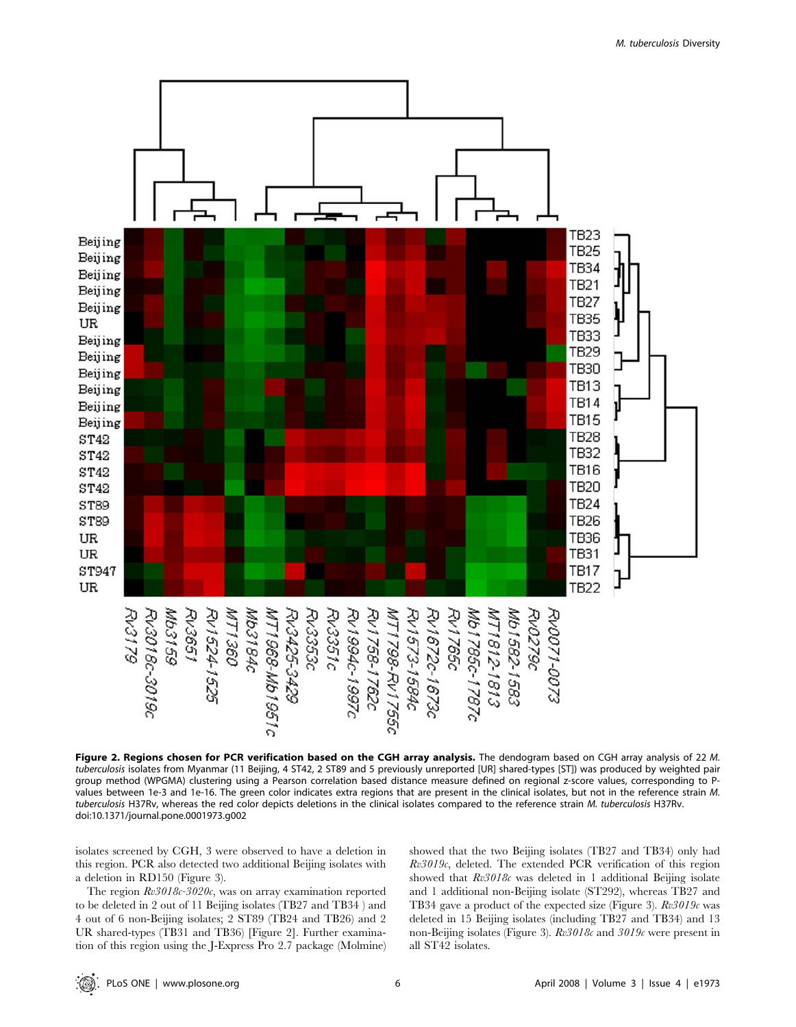**Figure 2. Regions chosen for PCR verification based on the CGH array analysis.** The dendogram based on CGH array analysis of 22 *M. tuberculosis* isolates from Myanmar (11 Beijing, 4 ST42, 2 ST89 and 5 previously unreported [UR] shared-types [ST]) was produced by weighted pair group method (WPGMA) clustering using a Pearson correlation based distance measure defined on regional z-score values, corresponding to P-values between 1e-3 and 1e-16. The green color indicates extra regions that are present in the clinical isolates, but not in the reference strain *M. tuberculosis* H37Rv, whereas the red color depicts deletions in the clinical isolates compared to the reference strain *M. tuberculosis* H37Rv.
doi:10.1371/journal.pone.0001973.g002

isolates screened by CGH, 3 were observed to have a deletion in this region. PCR also detected two additional Beijing isolates with a deletion in RD150 (Figure 3).

The region *Rv3018c-3020c*, was on array examination reported to be deleted in 2 out of 11 Beijing isolates (TB27 and TB34 ) and 4 out of 6 non-Beijing isolates; 2 ST89 (TB24 and TB26) and 2 UR shared-types (TB31 and TB36) [Figure 2]. Further examination of this region using the J-Express Pro 2.7 package (Molmine) showed that the two Beijing isolates (TB27 and TB34) only had *Rv3019c*, deleted. The extended PCR verification of this region showed that *Rv3018c* was deleted in 1 additional Beijing isolate and 1 additional non-Beijing isolate (ST292), whereas TB27 and TB34 gave a product of the expected size (Figure 3). *Rv3019c* was deleted in 15 Beijing isolates (including TB27 and TB34) and 13 non-Beijing isolates (Figure 3). *Rv3018c* and *3019c* were present in all ST42 isolates.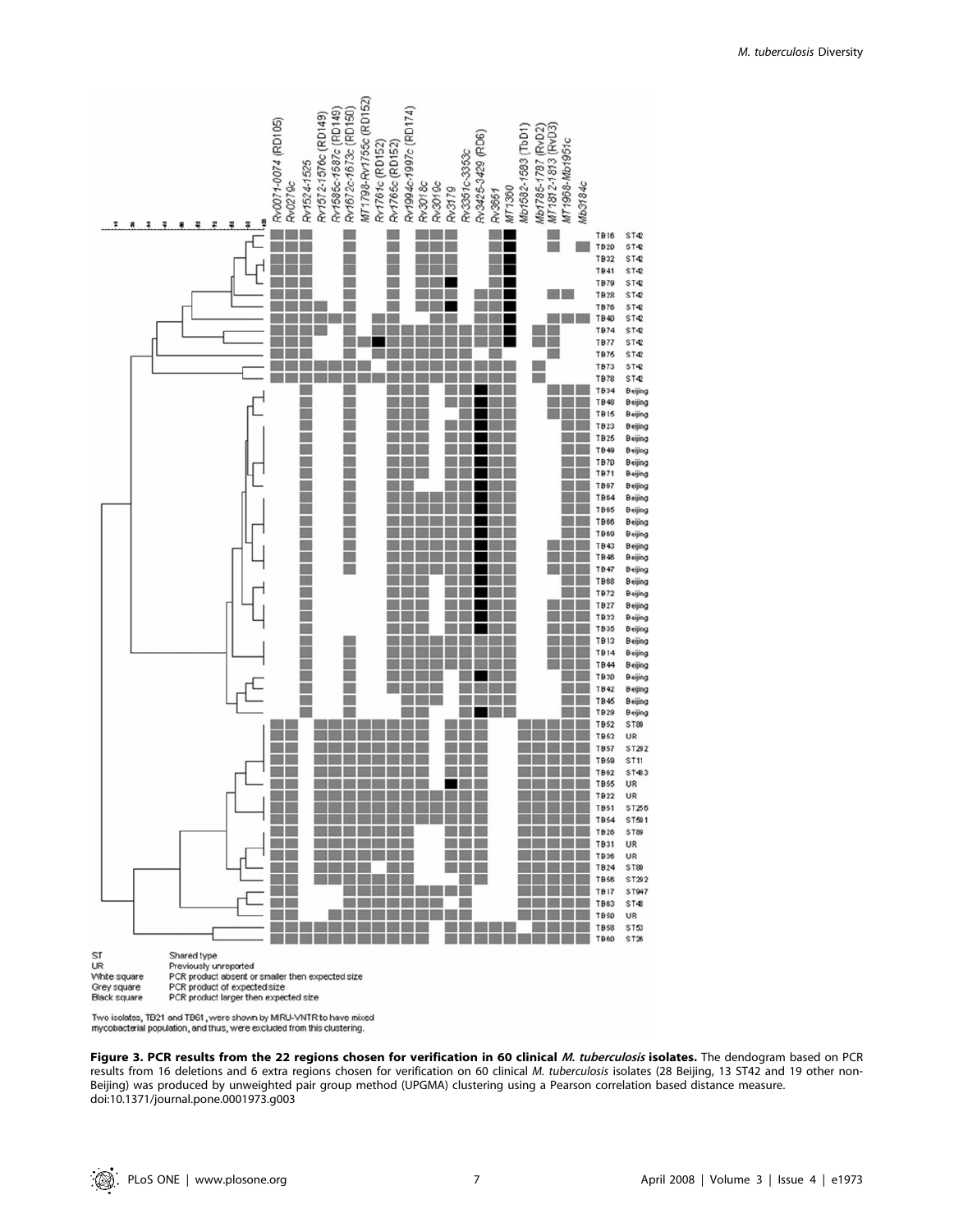**Figure 3. PCR results from the 22 regions chosen for verification in 60 clinical *M. tuberculosis* isolates.** The dendogram based on PCR results from 16 deletions and 6 extra regions chosen for verification on 60 clinical *M. tuberculosis* isolates (28 Beijing, 13 ST42 and 19 other non-Beijing) was produced by unweighted pair group method (UPGMA) clustering using a Pearson correlation based distance measure.
doi:10.1371/journal.pone.0001973.g003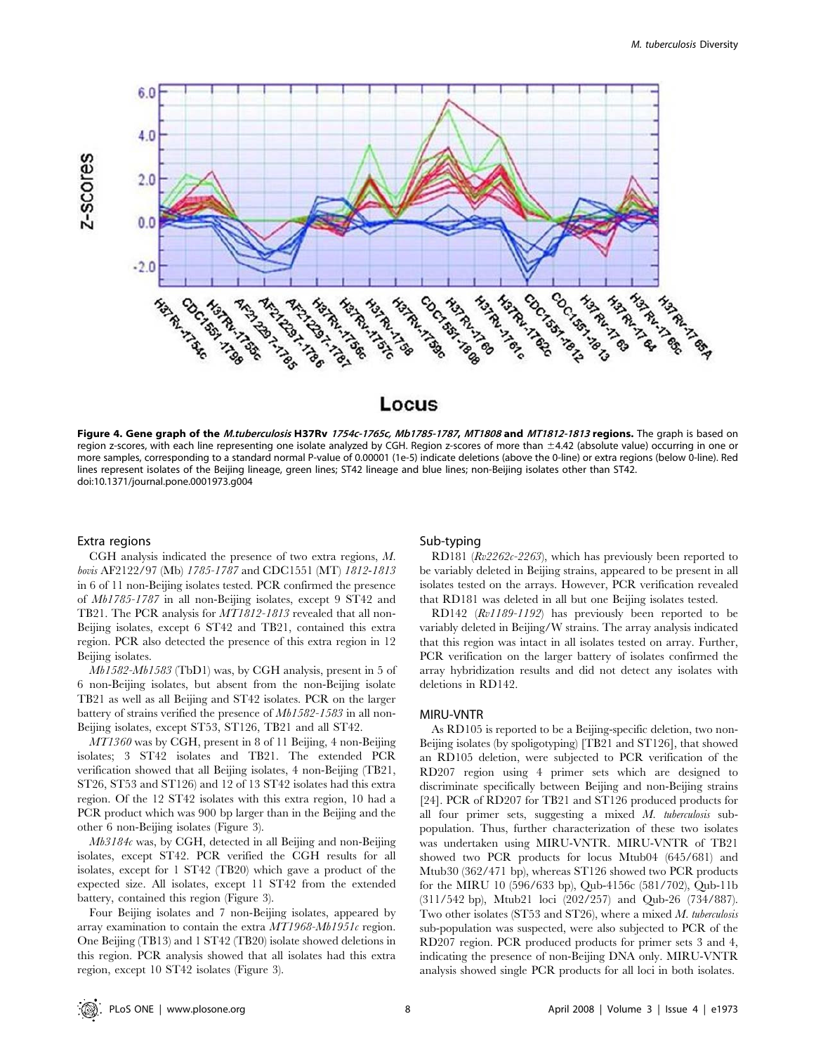**Figure 4. Gene graph of the *M.tuberculosis* H37Rv *1754c-1765c, Mb1785-1787, MT1808* and *MT1812-1813* regions.** The graph is based on region z-scores, with each line representing one isolate analyzed by CGH. Region z-scores of more than ±4.42 (absolute value) occurring in one or more samples, corresponding to a standard normal P-value of 0.00001 (1e-5) indicate deletions (above the 0-line) or extra regions (below 0-line). Red lines represent isolates of the Beijing lineage, green lines; ST42 lineage and blue lines; non-Beijing isolates other than ST42.
doi:10.1371/journal.pone.0001973.g004

### Extra regions

CGH analysis indicated the presence of two extra regions, *M. bovis* AF2122/97 (Mb) *1785-1787* and CDC1551 (MT) *1812-1813* in 6 of 11 non-Beijing isolates tested. PCR confirmed the presence of *Mb1785-1787* in all non-Beijing isolates, except 9 ST42 and TB21. The PCR analysis for *MT1812-1813* revealed that all non-Beijing isolates, except 6 ST42 and TB21, contained this extra region. PCR also detected the presence of this extra region in 12 Beijing isolates.

*Mb1582-Mb1583* (TbD1) was, by CGH analysis, present in 5 of 6 non-Beijing isolates, but absent from the non-Beijing isolate TB21 as well as all Beijing and ST42 isolates. PCR on the larger battery of strains verified the presence of *Mb1582-1583* in all non-Beijing isolates, except ST53, ST126, TB21 and all ST42.

*MT1360* was by CGH, present in 8 of 11 Beijing, 4 non-Beijing isolates; 3 ST42 isolates and TB21. The extended PCR verification showed that all Beijing isolates, 4 non-Beijing (TB21, ST26, ST53 and ST126) and 12 of 13 ST42 isolates had this extra region. Of the 12 ST42 isolates with this extra region, 10 had a PCR product which was 900 bp larger than in the Beijing and the other 6 non-Beijing isolates (Figure 3).

*Mb3184c* was, by CGH, detected in all Beijing and non-Beijing isolates, except ST42. PCR verified the CGH results for all isolates, except for 1 ST42 (TB20) which gave a product of the expected size. All isolates, except 11 ST42 from the extended battery, contained this region (Figure 3).

Four Beijing isolates and 7 non-Beijing isolates, appeared by array examination to contain the extra *MT1968-Mb1951c* region. One Beijing (TB13) and 1 ST42 (TB20) isolate showed deletions in this region. PCR analysis showed that all isolates had this extra region, except 10 ST42 isolates (Figure 3).

### Sub-typing

RD181 (*Rv2262c-2263*), which has previously been reported to be variably deleted in Beijing strains, appeared to be present in all isolates tested on the arrays. However, PCR verification revealed that RD181 was deleted in all but one Beijing isolates tested.

RD142 (*Rv1189-1192*) has previously been reported to be variably deleted in Beijing/W strains. The array analysis indicated that this region was intact in all isolates tested on array. Further, PCR verification on the larger battery of isolates confirmed the array hybridization results and did not detect any isolates with deletions in RD142.

### MIRU-VNTR

As RD105 is reported to be a Beijing-specific deletion, two non-Beijing isolates (by spoligotyping) [TB21 and ST126], that showed an RD105 deletion, were subjected to PCR verification of the RD207 region using 4 primer sets which are designed to discriminate specifically between Beijing and non-Beijing strains [24]. PCR of RD207 for TB21 and ST126 produced products for all four primer sets, suggesting a mixed *M. tuberculosis* sub-population. Thus, further characterization of these two isolates was undertaken using MIRU-VNTR. MIRU-VNTR of TB21 showed two PCR products for locus Mtub04 (645/681) and Mtub30 (362/471 bp), whereas ST126 showed two PCR products for the MIRU 10 (596/633 bp), Qub-4156c (581/702), Qub-11b (311/542 bp), Mtub21 loci (202/257) and Qub-26 (734/887). Two other isolates (ST53 and ST26), where a mixed *M. tuberculosis* sub-population was suspected, were also subjected to PCR of the RD207 region. PCR produced products for primer sets 3 and 4, indicating the presence of non-Beijing DNA only. MIRU-VNTR analysis showed single PCR products for all loci in both isolates.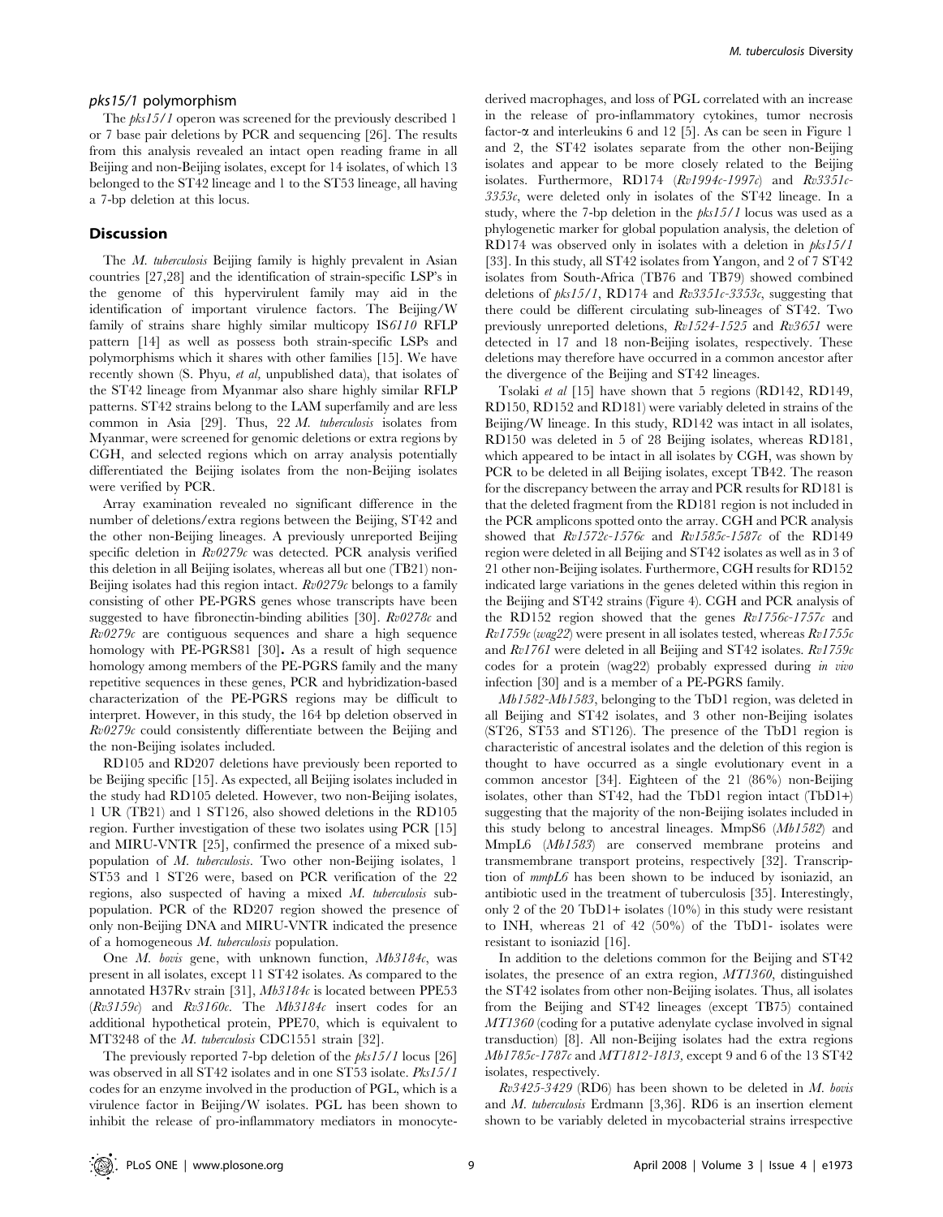### *pks15/1* polymorphism

The *pks15/1* operon was screened for the previously described 1 or 7 base pair deletions by PCR and sequencing [26]. The results from this analysis revealed an intact open reading frame in all Beijing and non-Beijing isolates, except for 14 isolates, of which 13 belonged to the ST42 lineage and 1 to the ST53 lineage, all having a 7-bp deletion at this locus.

## Discussion

The *M. tuberculosis* Beijing family is highly prevalent in Asian countries [27,28] and the identification of strain-specific LSP's in the genome of this hypervirulent family may aid in the identification of important virulence factors. The Beijing/W family of strains share highly similar multicopy IS*6110* RFLP pattern [14] as well as possess both strain-specific LSPs and polymorphisms which it shares with other families [15]. We have recently shown (S. Phyu, *et al*, unpublished data), that isolates of the ST42 lineage from Myanmar also share highly similar RFLP patterns. ST42 strains belong to the LAM superfamily and are less common in Asia [29]. Thus, 22 *M. tuberculosis* isolates from Myanmar, were screened for genomic deletions or extra regions by CGH, and selected regions which on array analysis potentially differentiated the Beijing isolates from the non-Beijing isolates were verified by PCR.

Array examination revealed no significant difference in the number of deletions/extra regions between the Beijing, ST42 and the other non-Beijing lineages. A previously unreported Beijing specific deletion in *Rv0279c* was detected. PCR analysis verified this deletion in all Beijing isolates, whereas all but one (TB21) non-Beijing isolates had this region intact. *Rv0279c* belongs to a family consisting of other PE-PGRS genes whose transcripts have been suggested to have fibronectin-binding abilities [30]. *Rv0278c* and *Rv0279c* are contiguous sequences and share a high sequence homology with PE-PGRS81 [30]**.** As a result of high sequence homology among members of the PE-PGRS family and the many repetitive sequences in these genes, PCR and hybridization-based characterization of the PE-PGRS regions may be difficult to interpret. However, in this study, the 164 bp deletion observed in *Rv0279c* could consistently differentiate between the Beijing and the non-Beijing isolates included.

RD105 and RD207 deletions have previously been reported to be Beijing specific [15]. As expected, all Beijing isolates included in the study had RD105 deleted. However, two non-Beijing isolates, 1 UR (TB21) and 1 ST126, also showed deletions in the RD105 region. Further investigation of these two isolates using PCR [15] and MIRU-VNTR [25], confirmed the presence of a mixed subpopulation of *M. tuberculosis*. Two other non-Beijing isolates, 1 ST53 and 1 ST26 were, based on PCR verification of the 22 regions, also suspected of having a mixed *M. tuberculosis* subpopulation. PCR of the RD207 region showed the presence of only non-Beijing DNA and MIRU-VNTR indicated the presence of a homogeneous *M. tuberculosis* population.

One *M. bovis* gene, with unknown function, *Mb3184c*, was present in all isolates, except 11 ST42 isolates. As compared to the annotated H37Rv strain [31], *Mb3184c* is located between PPE53 (*Rv3159c*) and *Rv3160c*. The *Mb3184c* insert codes for an additional hypothetical protein, PPE70, which is equivalent to MT3248 of the *M. tuberculosis* CDC1551 strain [32].

The previously reported 7-bp deletion of the *pks15/1* locus [26] was observed in all ST42 isolates and in one ST53 isolate. *Pks15/1* codes for an enzyme involved in the production of PGL, which is a virulence factor in Beijing/W isolates. PGL has been shown to inhibit the release of pro-inflammatory mediators in monocyte-derived macrophages, and loss of PGL correlated with an increase in the release of pro-inflammatory cytokines, tumor necrosis factor-α and interleukins 6 and 12 [5]. As can be seen in Figure 1 and 2, the ST42 isolates separate from the other non-Beijing isolates and appear to be more closely related to the Beijing isolates. Furthermore, RD174 (*Rv1994c-1997c*) and *Rv3351c-3353c*, were deleted only in isolates of the ST42 lineage. In a study, where the 7-bp deletion in the *pks15/1* locus was used as a phylogenetic marker for global population analysis, the deletion of RD174 was observed only in isolates with a deletion in *pks15/1* [33]. In this study, all ST42 isolates from Yangon, and 2 of 7 ST42 isolates from South-Africa (TB76 and TB79) showed combined deletions of *pks15/1*, RD174 and *Rv3351c-3353c*, suggesting that there could be different circulating sub-lineages of ST42. Two previously unreported deletions, *Rv1524-1525* and *Rv3651* were detected in 17 and 18 non-Beijing isolates, respectively. These deletions may therefore have occurred in a common ancestor after the divergence of the Beijing and ST42 lineages.

Tsolaki *et al* [15] have shown that 5 regions (RD142, RD149, RD150, RD152 and RD181) were variably deleted in strains of the Beijing/W lineage. In this study, RD142 was intact in all isolates, RD150 was deleted in 5 of 28 Beijing isolates, whereas RD181, which appeared to be intact in all isolates by CGH, was shown by PCR to be deleted in all Beijing isolates, except TB42. The reason for the discrepancy between the array and PCR results for RD181 is that the deleted fragment from the RD181 region is not included in the PCR amplicons spotted onto the array. CGH and PCR analysis showed that *Rv1572c-1576c* and *Rv1585c-1587c* of the RD149 region were deleted in all Beijing and ST42 isolates as well as in 3 of 21 other non-Beijing isolates. Furthermore, CGH results for RD152 indicated large variations in the genes deleted within this region in the Beijing and ST42 strains (Figure 4). CGH and PCR analysis of the RD152 region showed that the genes *Rv1756c-1757c* and *Rv1759c* (*wag22*) were present in all isolates tested, whereas *Rv1755c* and *Rv1761* were deleted in all Beijing and ST42 isolates. *Rv1759c* codes for a protein (wag22) probably expressed during *in vivo* infection [30] and is a member of a PE-PGRS family.

*Mb1582-Mb1583*, belonging to the TbD1 region, was deleted in all Beijing and ST42 isolates, and 3 other non-Beijing isolates (ST26, ST53 and ST126). The presence of the TbD1 region is characteristic of ancestral isolates and the deletion of this region is thought to have occurred as a single evolutionary event in a common ancestor [34]. Eighteen of the 21 (86%) non-Beijing isolates, other than ST42, had the TbD1 region intact (TbD1+) suggesting that the majority of the non-Beijing isolates included in this study belong to ancestral lineages. MmpS6 (*Mb1582*) and MmpL6 (*Mb1583*) are conserved membrane proteins and transmembrane transport proteins, respectively [32]. Transcription of *mmpL6* has been shown to be induced by isoniazid, an antibiotic used in the treatment of tuberculosis [35]. Interestingly, only 2 of the 20 TbD1+ isolates (10%) in this study were resistant to INH, whereas 21 of 42 (50%) of the TbD1- isolates were resistant to isoniazid [16].

In addition to the deletions common for the Beijing and ST42 isolates, the presence of an extra region, *MT1360*, distinguished the ST42 isolates from other non-Beijing isolates. Thus, all isolates from the Beijing and ST42 lineages (except TB75) contained *MT1360* (coding for a putative adenylate cyclase involved in signal transduction) [8]. All non-Beijing isolates had the extra regions *Mb1785c-1787c* and *MT1812-1813*, except 9 and 6 of the 13 ST42 isolates, respectively.

*Rv3425-3429* (RD6) has been shown to be deleted in *M. bovis* and *M. tuberculosis* Erdmann [3,36]. RD6 is an insertion element shown to be variably deleted in mycobacterial strains irrespective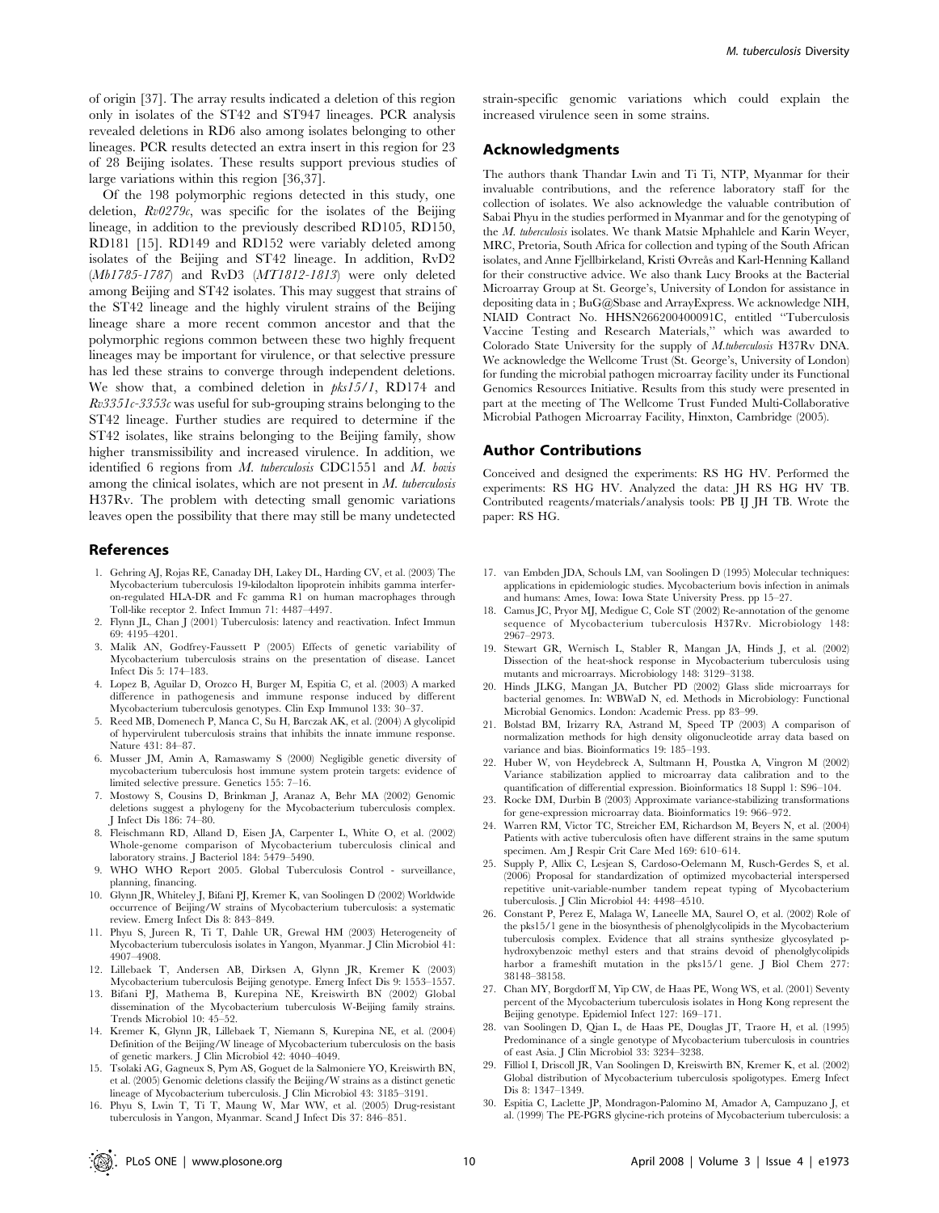of origin [37]. The array results indicated a deletion of this region only in isolates of the ST42 and ST947 lineages. PCR analysis revealed deletions in RD6 also among isolates belonging to other lineages. PCR results detected an extra insert in this region for 23 of 28 Beijing isolates. These results support previous studies of large variations within this region [36,37].

Of the 198 polymorphic regions detected in this study, one deletion, *Rv0279c*, was specific for the isolates of the Beijing lineage, in addition to the previously described RD105, RD150, RD181 [15]. RD149 and RD152 were variably deleted among isolates of the Beijing and ST42 lineage. In addition, RvD2 (*Mb1785-1787*) and RvD3 (*MT1812-1813*) were only deleted among Beijing and ST42 isolates. This may suggest that strains of the ST42 lineage and the highly virulent strains of the Beijing lineage share a more recent common ancestor and that the polymorphic regions common between these two highly frequent lineages may be important for virulence, or that selective pressure has led these strains to converge through independent deletions. We show that, a combined deletion in *pks15/1*, RD174 and *Rv3351c-3353c* was useful for sub-grouping strains belonging to the ST42 lineage. Further studies are required to determine if the ST42 isolates, like strains belonging to the Beijing family, show higher transmissibility and increased virulence. In addition, we identified 6 regions from *M. tuberculosis* CDC1551 and *M. bovis* among the clinical isolates, which are not present in *M. tuberculosis* H37Rv. The problem with detecting small genomic variations leaves open the possibility that there may still be many undetected strain-specific genomic variations which could explain the increased virulence seen in some strains.

## Acknowledgments

The authors thank Thandar Lwin and Ti Ti, NTP, Myanmar for their invaluable contributions, and the reference laboratory staff for the collection of isolates. We also acknowledge the valuable contribution of Sabai Phyu in the studies performed in Myanmar and for the genotyping of the *M. tuberculosis* isolates. We thank Matsie Mphahlele and Karin Weyer, MRC, Pretoria, South Africa for collection and typing of the South African isolates, and Anne Fjellbirkeland, Kristi Øvreås and Karl-Henning Kalland for their constructive advice. We also thank Lucy Brooks at the Bacterial Microarray Group at St. George's, University of London for assistance in depositing data in ; BuG@Sbase and ArrayExpress. We acknowledge NIH, NIAID Contract No. HHSN266200400091C, entitled ''Tuberculosis Vaccine Testing and Research Materials,'' which was awarded to Colorado State University for the supply of *M.tuberculosis* H37Rv DNA. We acknowledge the Wellcome Trust (St. George's, University of London) for funding the microbial pathogen microarray facility under its Functional Genomics Resources Initiative. Results from this study were presented in part at the meeting of The Wellcome Trust Funded Multi-Collaborative Microbial Pathogen Microarray Facility, Hinxton, Cambridge (2005).

## Author Contributions

Conceived and designed the experiments: RS HG HV. Performed the experiments: RS HG HV. Analyzed the data: JH RS HG HV TB. Contributed reagents/materials/analysis tools: PB IJ JH TB. Wrote the paper: RS HG.

## References

1. Gehring AJ, Rojas RE, Canaday DH, Lakey DL, Harding CV, et al. (2003) The Mycobacterium tuberculosis 19-kilodalton lipoprotein inhibits gamma interferon-regulated HLA-DR and Fc gamma R1 on human macrophages through Toll-like receptor 2. Infect Immun 71: 4487–4497.
2. Flynn JL, Chan J (2001) Tuberculosis: latency and reactivation. Infect Immun 69: 4195–4201.
3. Malik AN, Godfrey-Faussett P (2005) Effects of genetic variability of Mycobacterium tuberculosis strains on the presentation of disease. Lancet Infect Dis 5: 174–183.
4. Lopez B, Aguilar D, Orozco H, Burger M, Espitia C, et al. (2003) A marked difference in pathogenesis and immune response induced by different Mycobacterium tuberculosis genotypes. Clin Exp Immunol 133: 30–37.
5. Reed MB, Domenech P, Manca C, Su H, Barczak AK, et al. (2004) A glycolipid of hypervirulent tuberculosis strains that inhibits the innate immune response. Nature 431: 84–87.
6. Musser JM, Amin A, Ramaswamy S (2000) Negligible genetic diversity of mycobacterium tuberculosis host immune system protein targets: evidence of limited selective pressure. Genetics 155: 7–16.
7. Mostowy S, Cousins D, Brinkman J, Aranaz A, Behr MA (2002) Genomic deletions suggest a phylogeny for the Mycobacterium tuberculosis complex. J Infect Dis 186: 74–80.
8. Fleischmann RD, Alland D, Eisen JA, Carpenter L, White O, et al. (2002) Whole-genome comparison of Mycobacterium tuberculosis clinical and laboratory strains. J Bacteriol 184: 5479–5490.
9. WHO WHO Report 2005. Global Tuberculosis Control - surveillance, planning, financing.
10. Glynn JR, Whiteley J, Bifani PJ, Kremer K, van Soolingen D (2002) Worldwide occurrence of Beijing/W strains of Mycobacterium tuberculosis: a systematic review. Emerg Infect Dis 8: 843–849.
11. Phyu S, Jureen R, Ti T, Dahle UR, Grewal HM (2003) Heterogeneity of Mycobacterium tuberculosis isolates in Yangon, Myanmar. J Clin Microbiol 41: 4907–4908.
12. Lillebaek T, Andersen AB, Dirksen A, Glynn JR, Kremer K (2003) Mycobacterium tuberculosis Beijing genotype. Emerg Infect Dis 9: 1553–1557.
13. Bifani PJ, Mathema B, Kurepina NE, Kreiswirth BN (2002) Global dissemination of the Mycobacterium tuberculosis W-Beijing family strains. Trends Microbiol 10: 45–52.
14. Kremer K, Glynn JR, Lillebaek T, Niemann S, Kurepina NE, et al. (2004) Definition of the Beijing/W lineage of Mycobacterium tuberculosis on the basis of genetic markers. J Clin Microbiol 42: 4040–4049.
15. Tsolaki AG, Gagneux S, Pym AS, Goguet de la Salmoniere YO, Kreiswirth BN, et al. (2005) Genomic deletions classify the Beijing/W strains as a distinct genetic lineage of Mycobacterium tuberculosis. J Clin Microbiol 43: 3185–3191.
16. Phyu S, Lwin T, Ti T, Maung W, Mar WW, et al. (2005) Drug-resistant tuberculosis in Yangon, Myanmar. Scand J Infect Dis 37: 846–851.
17. van Embden JDA, Schouls LM, van Soolingen D (1995) Molecular techniques: applications in epidemiologic studies. Mycobacterium bovis infection in animals and humans: Ames, Iowa: Iowa State University Press. pp 15–27.
18. Camus JC, Pryor MJ, Medigue C, Cole ST (2002) Re-annotation of the genome sequence of Mycobacterium tuberculosis H37Rv. Microbiology 148: 2967–2973.
19. Stewart GR, Wernisch L, Stabler R, Mangan JA, Hinds J, et al. (2002) Dissection of the heat-shock response in Mycobacterium tuberculosis using mutants and microarrays. Microbiology 148: 3129–3138.
20. Hinds JLKG, Mangan JA, Butcher PD (2002) Glass slide microarrays for bacterial genomes. In: WBWaD N, ed. Methods in Microbiology: Functional Microbial Genomics. London: Academic Press. pp 83–99.
21. Bolstad BM, Irizarry RA, Astrand M, Speed TP (2003) A comparison of normalization methods for high density oligonucleotide array data based on variance and bias. Bioinformatics 19: 185–193.
22. Huber W, von Heydebreck A, Sultmann H, Poustka A, Vingron M (2002) Variance stabilization applied to microarray data calibration and to the quantification of differential expression. Bioinformatics 18 Suppl 1: S96–104.
23. Rocke DM, Durbin B (2003) Approximate variance-stabilizing transformations for gene-expression microarray data. Bioinformatics 19: 966–972.
24. Warren RM, Victor TC, Streicher EM, Richardson M, Beyers N, et al. (2004) Patients with active tuberculosis often have different strains in the same sputum specimen. Am J Respir Crit Care Med 169: 610–614.
25. Supply P, Allix C, Lesjean S, Cardoso-Oelemann M, Rusch-Gerdes S, et al. (2006) Proposal for standardization of optimized mycobacterial interspersed repetitive unit-variable-number tandem repeat typing of Mycobacterium tuberculosis. J Clin Microbiol 44: 4498–4510.
26. Constant P, Perez E, Malaga W, Laneelle MA, Saurel O, et al. (2002) Role of the pks15/1 gene in the biosynthesis of phenolglycolipids in the Mycobacterium tuberculosis complex. Evidence that all strains synthesize glycosylated p-hydroxybenzoic methyl esters and that strains devoid of phenolglycolipids harbor a frameshift mutation in the pks15/1 gene. J Biol Chem 277: 38148–38158.
27. Chan MY, Borgdorff M, Yip CW, de Haas PE, Wong WS, et al. (2001) Seventy percent of the Mycobacterium tuberculosis isolates in Hong Kong represent the Beijing genotype. Epidemiol Infect 127: 169–171.
28. van Soolingen D, Qian L, de Haas PE, Douglas JT, Traore H, et al. (1995) Predominance of a single genotype of Mycobacterium tuberculosis in countries of east Asia. J Clin Microbiol 33: 3234–3238.
29. Filliol I, Driscoll JR, Van Soolingen D, Kreiswirth BN, Kremer K, et al. (2002) Global distribution of Mycobacterium tuberculosis spoligotypes. Emerg Infect Dis 8: 1347–1349.
30. Espitia C, Laclette JP, Mondragon-Palomino M, Amador A, Campuzano J, et al. (1999) The PE-PGRS glycine-rich proteins of Mycobacterium tuberculosis: a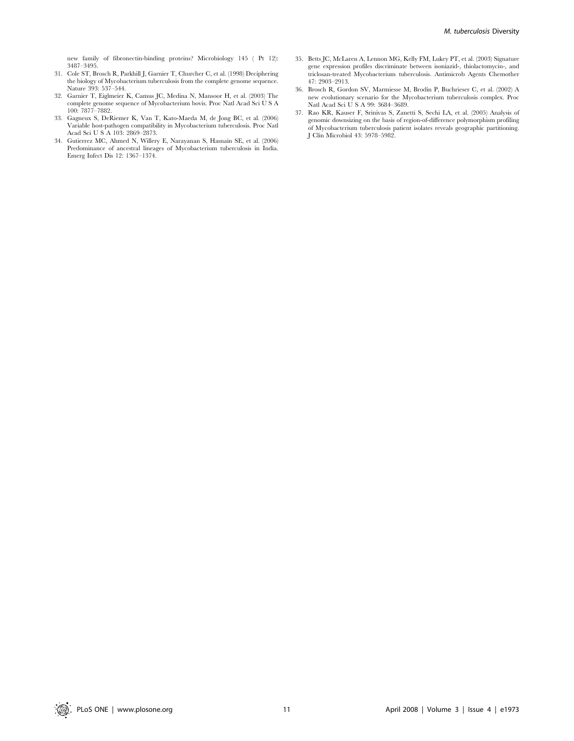new family of fibronectin-binding proteins? Microbiology 145 ( Pt 12): 3487–3495.

31. Cole ST, Brosch R, Parkhill J, Garnier T, Churcher C, et al. (1998) Deciphering the biology of Mycobacterium tuberculosis from the complete genome sequence. Nature 393: 537–544.
32. Garnier T, Eiglmeier K, Camus JC, Medina N, Mansoor H, et al. (2003) The complete genome sequence of Mycobacterium bovis. Proc Natl Acad Sci U S A 100: 7877–7882.
33. Gagneux S, DeRiemer K, Van T, Kato-Maeda M, de Jong BC, et al. (2006) Variable host-pathogen compatibility in Mycobacterium tuberculosis. Proc Natl Acad Sci U S A 103: 2869–2873.
34. Gutierrez MC, Ahmed N, Willery E, Narayanan S, Hasnain SE, et al. (2006) Predominance of ancestral lineages of Mycobacterium tuberculosis in India. Emerg Infect Dis 12: 1367–1374.
35. Betts JC, McLaren A, Lennon MG, Kelly FM, Lukey PT, et al. (2003) Signature gene expression profiles discriminate between isoniazid-, thiolactomycin-, and triclosan-treated Mycobacterium tuberculosis. Antimicrob Agents Chemother 47: 2903–2913.
36. Brosch R, Gordon SV, Marmiesse M, Brodin P, Buchrieser C, et al. (2002) A new evolutionary scenario for the Mycobacterium tuberculosis complex. Proc Natl Acad Sci U S A 99: 3684–3689.
37. Rao KR, Kauser F, Srinivas S, Zanetti S, Sechi LA, et al. (2005) Analysis of genomic downsizing on the basis of region-of-difference polymorphism profiling of Mycobacterium tuberculosis patient isolates reveals geographic partitioning. J Clin Microbiol 43: 5978–5982.